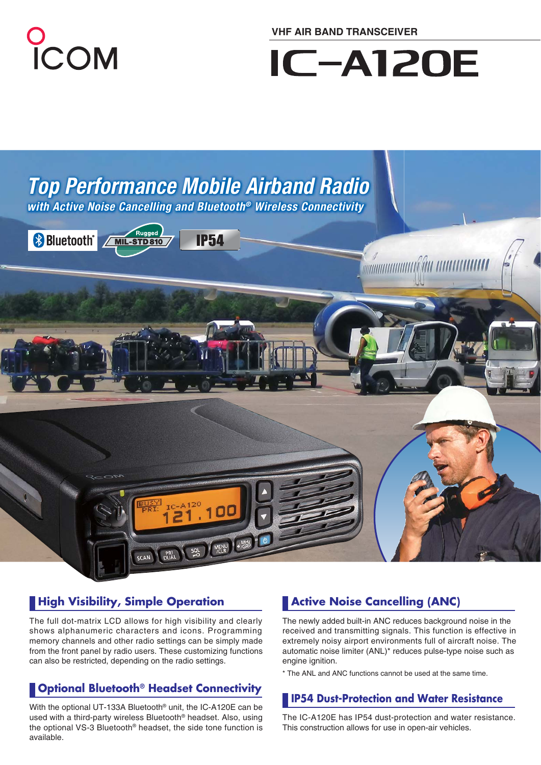VHF AIR BAND TRANSCEIVER

# IC-A120E

## Top Performance Mobile Airband Radio

*with Active Noise Cancelling and Bluetooth® Wireless Connectivity*

Bluetooth® | Rugged MIL-STD 810 | IP54

### High Visibility, Simple Operation

The full dot-matrix LCD allows for high visibility and clearly shows alphanumeric characters and icons. Programming memory channels and other radio settings can be simply made from the front panel by radio users. These customizing functions can also be restricted, depending on the radio settings.

### Optional Bluetooth® Headset Connectivity

With the optional UT-133A Bluetooth® unit, the IC-A120E can be used with a third-party wireless Bluetooth® headset. Also, using the optional VS-3 Bluetooth® headset, the side tone function is available.

### Active Noise Cancelling (ANC)

The newly added built-in ANC reduces background noise in the received and transmitting signals. This function is effective in extremely noisy airport environments full of aircraft noise. The automatic noise limiter (ANL)* reduces pulse-type noise such as engine ignition.

\* The ANL and ANC functions cannot be used at the same time.

### IP54 Dust-Protection and Water Resistance

The IC-A120E has IP54 dust-protection and water resistance. This construction allows for use in open-air vehicles.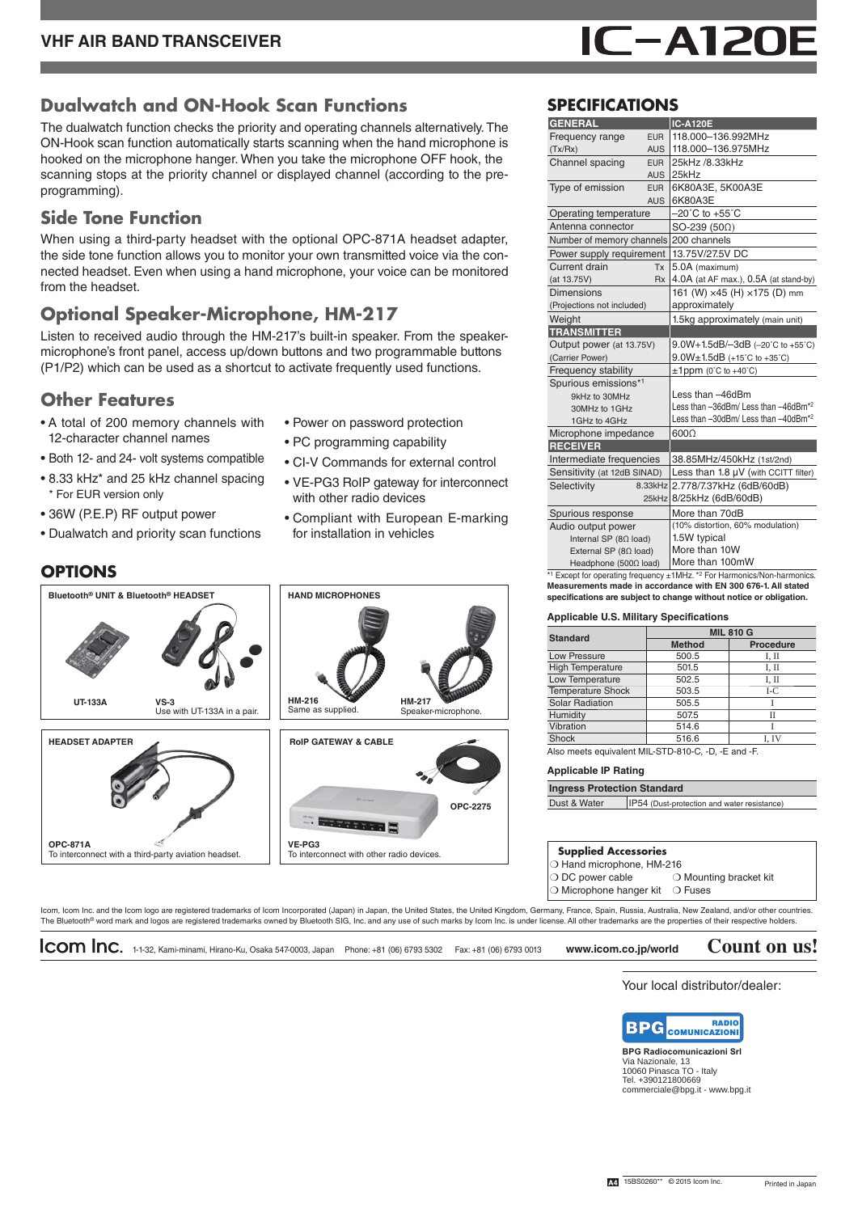VHF AIR BAND TRANSCEIVER

# IC-A120E

## Dualwatch and ON-Hook Scan Functions

The dualwatch function checks the priority and operating channels alternatively. The ON-Hook scan function automatically starts scanning when the hand microphone is hooked on the microphone hanger. When you take the microphone OFF hook, the scanning stops at the priority channel or displayed channel (according to the pre-programming).

## Side Tone Function

When using a third-party headset with the optional OPC-871A headset adapter, the side tone function allows you to monitor your own transmitted voice via the connected headset. Even when using a hand microphone, your voice can be monitored from the headset.

## Optional Speaker-Microphone, HM-217

Listen to received audio through the HM-217's built-in speaker. From the speaker-microphone's front panel, access up/down buttons and two programmable buttons (P1/P2) which can be used as a shortcut to activate frequently used functions.

## Other Features

- A total of 200 memory channels with 12-character channel names
- Both 12- and 24- volt systems compatible
- 8.33 kHz* and 25 kHz channel spacing
  - * For EUR version only
- 36W (P.E.P) RF output power
- Dualwatch and priority scan functions
- Power on password protection
- PC programming capability
- CI-V Commands for external control
- VE-PG3 RoIP gateway for interconnect with other radio devices
- Compliant with European E-marking for installation in vehicles

## OPTIONS

**Bluetooth® UNIT & Bluetooth® HEADSET**

UT-133A

VS-3
Use with UT-133A in a pair.

**HAND MICROPHONES**

HM-216
Same as supplied.

HM-217
Speaker-microphone.

**HEADSET ADAPTER**

OPC-871A
To interconnect with a third-party aviation headset.

**RoIP GATEWAY & CABLE**

OPC-2275

VE-PG3
To interconnect with other radio devices.

## SPECIFICATIONS

| GENERAL | | IC-A120E |
|---|---|---|
| Frequency range (Tx/Rx) | EUR | 118.000–136.992MHz |
| | AUS | 118.000–136.975MHz |
| Channel spacing | EUR | 25kHz /8.33kHz |
| | AUS | 25kHz |
| Type of emission | EUR | 6K80A3E, 5K00A3E |
| | AUS | 6K80A3E |
| Operating temperature | | –20˚C to +55˚C |
| Antenna connector | | SO-239 (50Ω) |
| Number of memory channels | | 200 channels |
| Power supply requirement | | 13.75V/27.5V DC |
| Current drain (at 13.75V) | Tx | 5.0A (maximum) |
| | Rx | 4.0A (at AF max.), 0.5A (at stand-by) |
| Dimensions (Projections not included) | | 161 (W) ×45 (H) ×175 (D) mm approximately |
| Weight | | 1.5kg approximately (main unit) |
| **TRANSMITTER** | | |
| Output power (at 13.75V) (Carrier Power) | | 9.0W+1.5dB/–3dB (–20˚C to +55˚C) |
| | | 9.0W±1.5dB (+15˚C to +35˚C) |
| Frequency stability | | ±1ppm (0˚C to +40˚C) |
| Spurious emissions*1 | 9kHz to 30MHz | Less than –46dBm |
| | 30MHz to 1GHz | Less than –36dBm/ Less than –46dBm*2 |
| | 1GHz to 4GHz | Less than –30dBm/ Less than –40dBm*2 |
| Microphone impedance | | 600Ω |
| **RECEIVER** | | |
| Intermediate frequencies | | 38.85MHz/450kHz (1st/2nd) |
| Sensitivity (at 12dB SINAD) | | Less than 1.8 μV (with CCITT filter) |
| Selectivity | 8.33kHz | 2.778/7.37kHz (6dB/60dB) |
| | 25kHz | 8/25kHz (6dB/60dB) |
| Spurious response | | More than 70dB |
| Audio output power (10% distortion, 60% modulation) | Internal SP (8Ω load) | 1.5W typical |
| | External SP (8Ω load) | More than 10W |
| | Headphone (500Ω load) | More than 100mW |

*1 Except for operating frequency ±1MHz. *2 For Harmonics/Non-harmonics.
**Measurements made in accordance with EN 300 676-1. All stated specifications are subject to change without notice or obligation.**

### Applicable U.S. Military Specifications

| Standard | MIL 810 G | |
|---|---|---|
| | Method | Procedure |
| Low Pressure | 500.5 | I, II |
| High Temperature | 501.5 | I, II |
| Low Temperature | 502.5 | I, II |
| Temperature Shock | 503.5 | I-C |
| Solar Radiation | 505.5 | I |
| Humidity | 507.5 | II |
| Vibration | 514.6 | I |
| Shock | 516.6 | I, IV |

Also meets equivalent MIL-STD-810-C, -D, -E and -F.

### Applicable IP Rating

| Ingress Protection Standard | |
|---|---|
| Dust & Water | IP54 (Dust-protection and water resistance) |

**Supplied Accessories**

- Hand microphone, HM-216
- DC power cable
- Mounting bracket kit
- Microphone hanger kit
- Fuses

Icom, Icom Inc. and the Icom logo are registered trademarks of Icom Incorporated (Japan) in Japan, the United States, the United Kingdom, Germany, France, Spain, Russia, Australia, New Zealand, and/or other countries. The Bluetooth® word mark and logos are registered trademarks owned by Bluetooth SIG, Inc. and any use of such marks by Icom Inc. is under license. All other trademarks are the properties of their respective holders.

Icom Inc. 1-1-32, Kami-minami, Hirano-Ku, Osaka 547-0003, Japan Phone: +81 (06) 6793 5302 Fax: +81 (06) 6793 0013 www.icom.co.jp/world **Count on us!**

Your local distributor/dealer:

BPG RADIO COMUNICAZIONI

**BPG Radiocomunicazioni Srl**
Via Nazionale, 13
10060 Pinasca TO - Italy
Tel. +390121800669
commerciale@bpg.it - www.bpg.it

A4 15BS0260** © 2015 Icom Inc. Printed in Japan